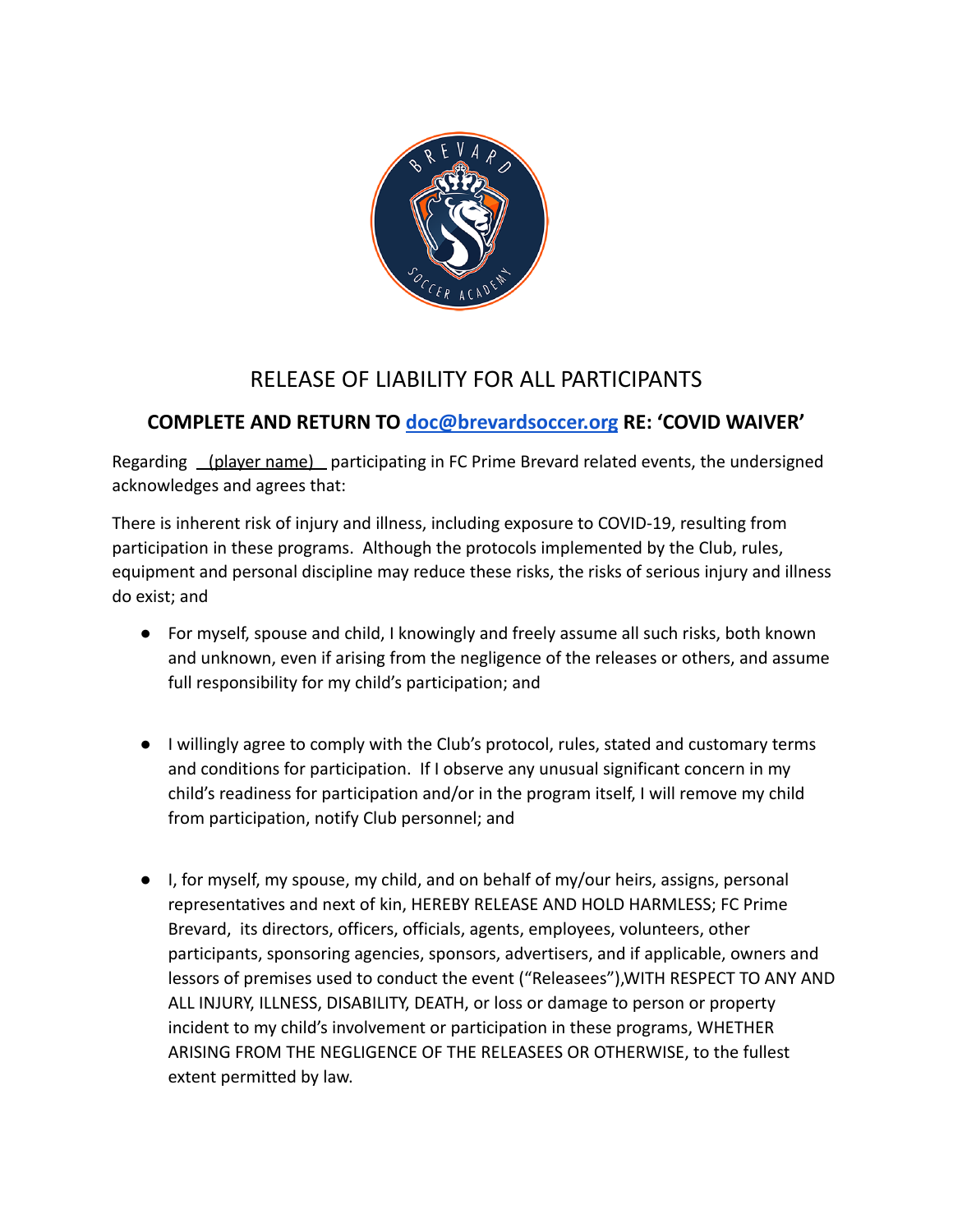# RELEASE OF LIABILITY FOR ALL PARTICIPANTS

## COMPLETE AND RETURN TO doc@brevardsoccer.org RE: 'COVID WAIVER'

Regarding (player name) participating in FC Prime Brevard related events, the undersigned acknowledges and agrees that:

There is inherent risk of injury and illness, including exposure to COVID-19, resulting from participation in these programs. Although the protocols implemented by the Club, rules, equipment and personal discipline may reduce these risks, the risks of serious injury and illness do exist; and

- For myself, spouse and child, I knowingly and freely assume all such risks, both known and unknown, even if arising from the negligence of the releases or others, and assume full responsibility for my child's participation; and

- I willingly agree to comply with the Club's protocol, rules, stated and customary terms and conditions for participation. If I observe any unusual significant concern in my child's readiness for participation and/or in the program itself, I will remove my child from participation, notify Club personnel; and

- I, for myself, my spouse, my child, and on behalf of my/our heirs, assigns, personal representatives and next of kin, HEREBY RELEASE AND HOLD HARMLESS; FC Prime Brevard, its directors, officers, officials, agents, employees, volunteers, other participants, sponsoring agencies, sponsors, advertisers, and if applicable, owners and lessors of premises used to conduct the event ("Releasees"),WITH RESPECT TO ANY AND ALL INJURY, ILLNESS, DISABILITY, DEATH, or loss or damage to person or property incident to my child's involvement or participation in these programs, WHETHER ARISING FROM THE NEGLIGENCE OF THE RELEASEES OR OTHERWISE, to the fullest extent permitted by law.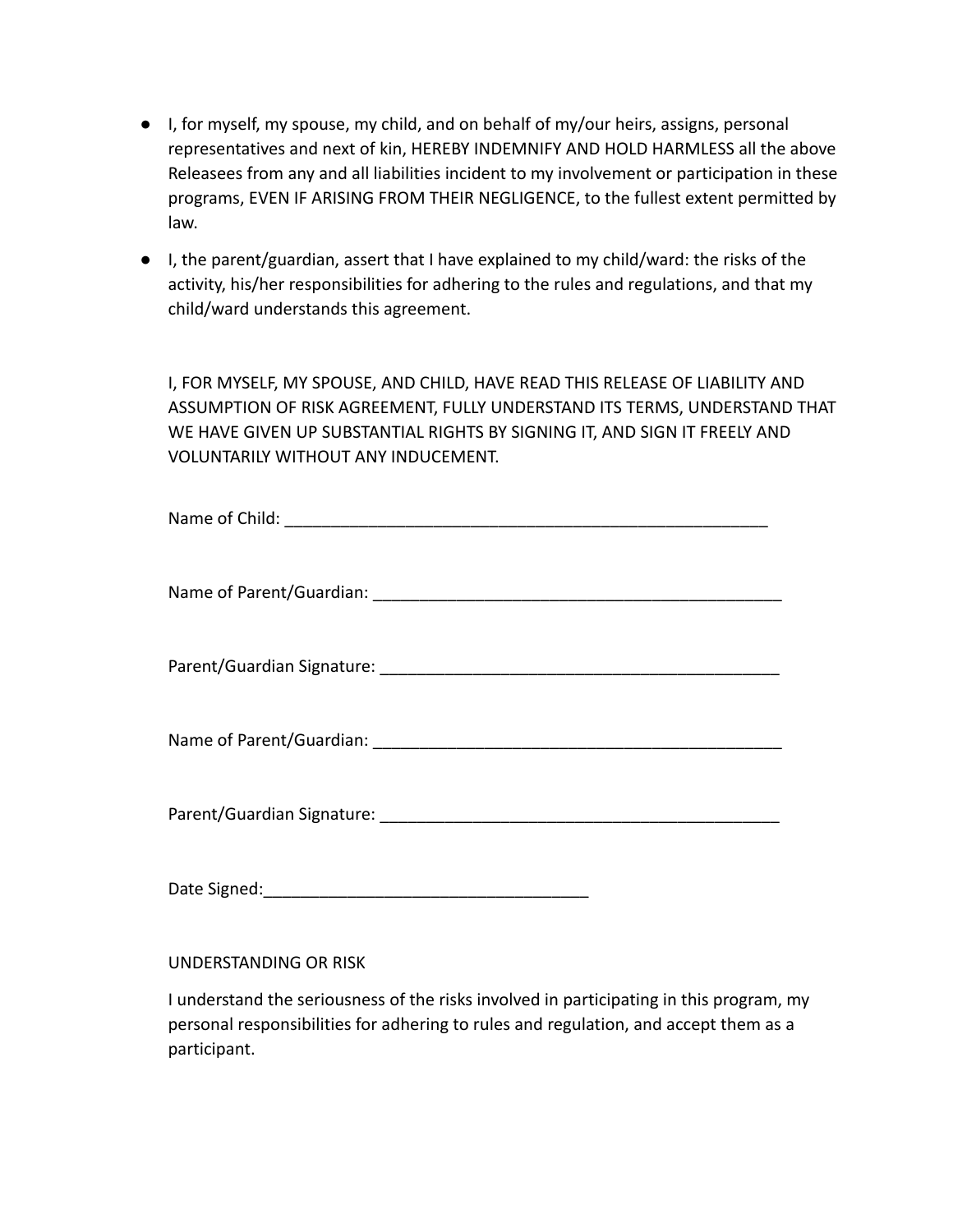- I, for myself, my spouse, my child, and on behalf of my/our heirs, assigns, personal representatives and next of kin, HEREBY INDEMNIFY AND HOLD HARMLESS all the above Releasees from any and all liabilities incident to my involvement or participation in these programs, EVEN IF ARISING FROM THEIR NEGLIGENCE, to the fullest extent permitted by law.
- I, the parent/guardian, assert that I have explained to my child/ward: the risks of the activity, his/her responsibilities for adhering to the rules and regulations, and that my child/ward understands this agreement.

I, FOR MYSELF, MY SPOUSE, AND CHILD, HAVE READ THIS RELEASE OF LIABILITY AND ASSUMPTION OF RISK AGREEMENT, FULLY UNDERSTAND ITS TERMS, UNDERSTAND THAT WE HAVE GIVEN UP SUBSTANTIAL RIGHTS BY SIGNING IT, AND SIGN IT FREELY AND VOLUNTARILY WITHOUT ANY INDUCEMENT.

Name of Child: _______________________________________________________

Name of Parent/Guardian: ______________________________________________

Parent/Guardian Signature: _____________________________________________

Name of Parent/Guardian: ______________________________________________

Parent/Guardian Signature: _____________________________________________

Date Signed:___________________________________

UNDERSTANDING OR RISK

I understand the seriousness of the risks involved in participating in this program, my personal responsibilities for adhering to rules and regulation, and accept them as a participant.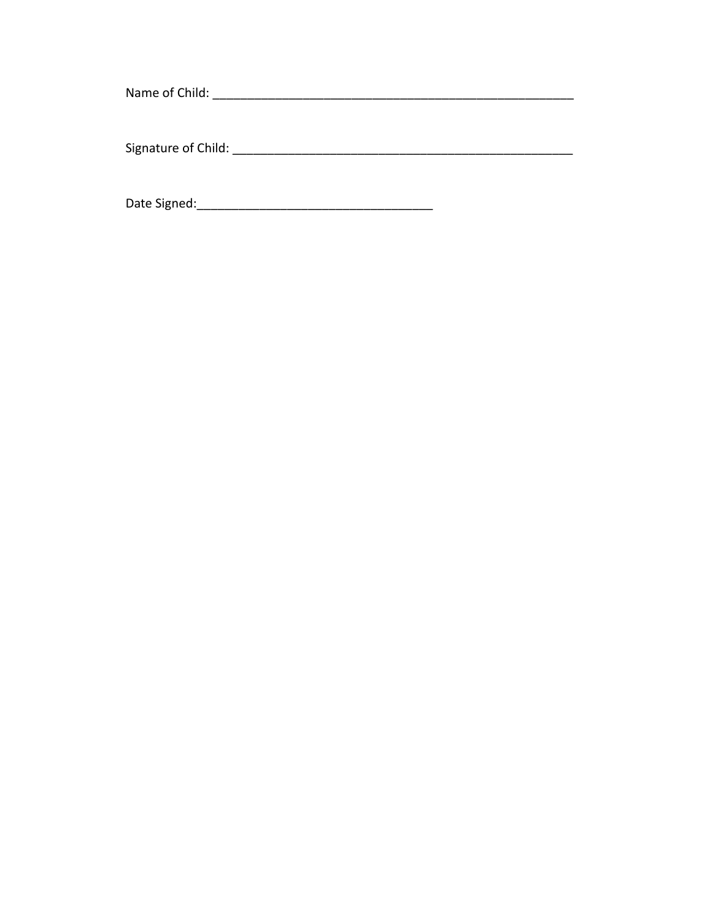Name of Child: ____________________________________________________

Signature of Child: _________________________________________________

Date Signed:___________________________________